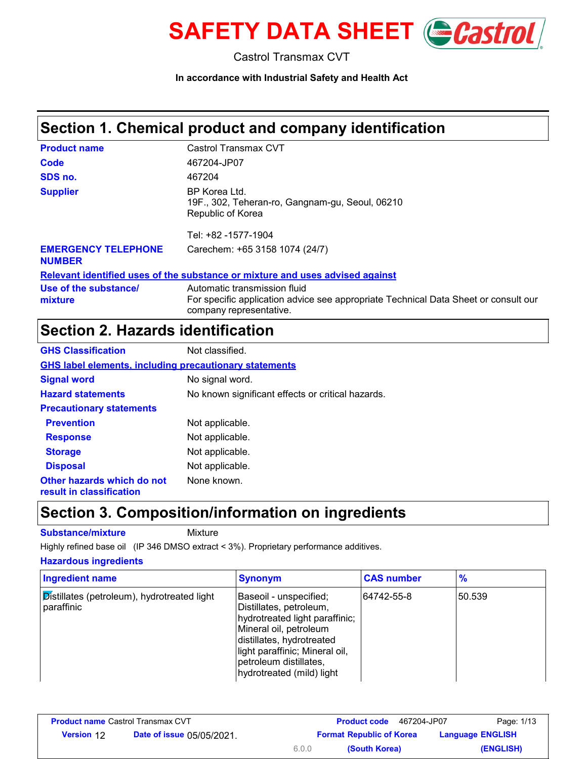# SAFETY DATA SHEET

Castrol Transmax CVT

**In accordance with Industrial Safety and Health Act**

## Section 1. Chemical product and company identification

**Product name** Castrol Transmax CVT

**Code** 467204-JP07

**SDS no.** 467204

**Supplier** BP Korea Ltd.
19F., 302, Teheran-ro, Gangnam-gu, Seoul, 06210
Republic of Korea

Tel: +82 -1577-1904

**EMERGENCY TELEPHONE NUMBER** Carechem: +65 3158 1074 (24/7)

**Relevant identified uses of the substance or mixture and uses advised against**

**Use of the substance/mixture** Automatic transmission fluid
For specific application advice see appropriate Technical Data Sheet or consult our company representative.

## Section 2. Hazards identification

**GHS Classification** Not classified.

**GHS label elements, including precautionary statements**

**Signal word** No signal word.

**Hazard statements** No known significant effects or critical hazards.

**Precautionary statements**

**Prevention** Not applicable.

**Response** Not applicable.

**Storage** Not applicable.

**Disposal** Not applicable.

**Other hazards which do not result in classification** None known.

## Section 3. Composition/information on ingredients

**Substance/mixture** Mixture

Highly refined base oil (IP 346 DMSO extract < 3%). Proprietary performance additives.

**Hazardous ingredients**

| Ingredient name | Synonym | CAS number | % |
|---|---|---|---|
| Distillates (petroleum), hydrotreated light paraffinic | Baseoil - unspecified; Distillates, petroleum, hydrotreated light paraffinic; Mineral oil, petroleum distillates, hydrotreated light paraffinic; Mineral oil, petroleum distillates, hydrotreated (mild) light | 64742-55-8 | 50.539 |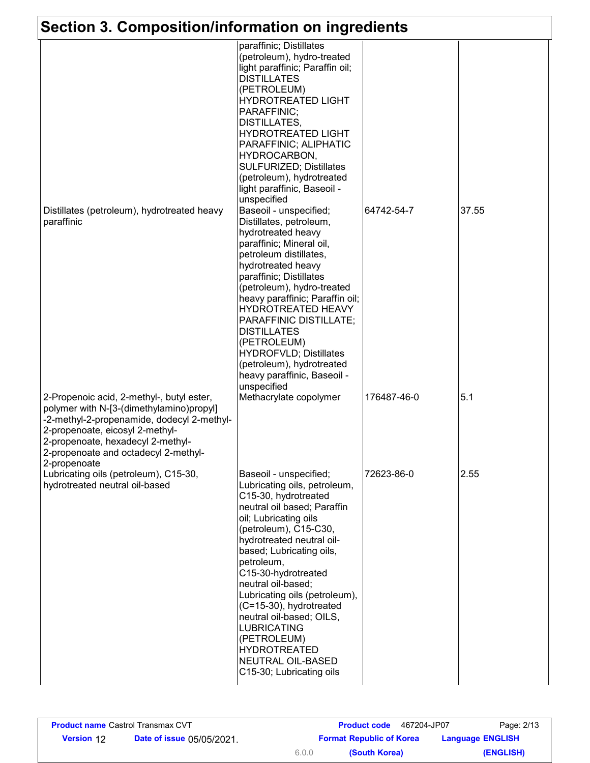## Section 3. Composition/information on ingredients

| | | | |
|---|---|---|---|
| | paraffinic; Distillates (petroleum), hydro-treated light paraffinic; Paraffin oil; DISTILLATES (PETROLEUM) HYDROTREATED LIGHT PARAFFINIC; DISTILLATES, HYDROTREATED LIGHT PARAFFINIC; ALIPHATIC HYDROCARBON, SULFURIZED; Distillates (petroleum), hydrotreated light paraffinic, Baseoil - unspecified | | |
| Distillates (petroleum), hydrotreated heavy paraffinic | Baseoil - unspecified; Distillates, petroleum, hydrotreated heavy paraffinic; Mineral oil, petroleum distillates, hydrotreated heavy paraffinic; Distillates (petroleum), hydro-treated heavy paraffinic; Paraffin oil; HYDROTREATED HEAVY PARAFFINIC DISTILLATE; DISTILLATES (PETROLEUM) HYDROFVLD; Distillates (petroleum), hydrotreated heavy paraffinic, Baseoil - unspecified | 64742-54-7 | 37.55 |
| 2-Propenoic acid, 2-methyl-, butyl ester, polymer with N-[3-(dimethylamino)propyl]-2-methyl-2-propenamide, dodecyl 2-methyl-2-propenoate, eicosyl 2-methyl-2-propenoate, hexadecyl 2-methyl-2-propenoate and octadecyl 2-methyl-2-propenoate | Methacrylate copolymer | 176487-46-0 | 5.1 |
| Lubricating oils (petroleum), C15-30, hydrotreated neutral oil-based | Baseoil - unspecified; Lubricating oils, petroleum, C15-30, hydrotreated neutral oil based; Paraffin oil; Lubricating oils (petroleum), C15-C30, hydrotreated neutral oil-based; Lubricating oils, petroleum, C15-30-hydrotreated neutral oil-based; Lubricating oils (petroleum), (C=15-30), hydrotreated neutral oil-based; OILS, LUBRICATING (PETROLEUM) HYDROTREATED NEUTRAL OIL-BASED C15-30; Lubricating oils | 72623-86-0 | 2.55 |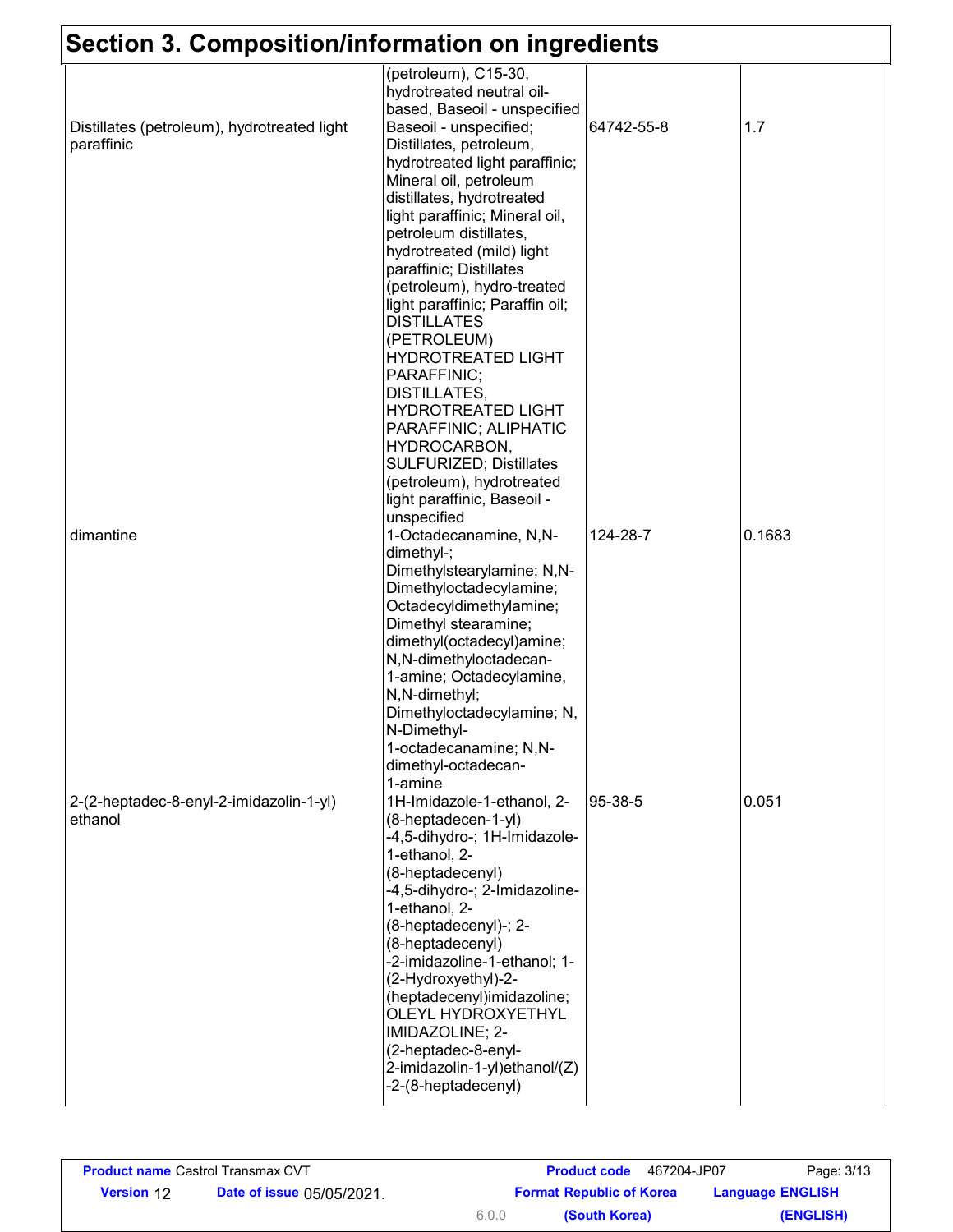## Section 3. Composition/information on ingredients

| | | | |
|---|---|---|---|
| Distillates (petroleum), hydrotreated light paraffinic | (petroleum), C15-30, hydrotreated neutral oil-based, Baseoil - unspecified Baseoil - unspecified; Distillates, petroleum, hydrotreated light paraffinic; Mineral oil, petroleum distillates, hydrotreated light paraffinic; Mineral oil, petroleum distillates, hydrotreated (mild) light paraffinic; Distillates (petroleum), hydro-treated light paraffinic; Paraffin oil; DISTILLATES (PETROLEUM) HYDROTREATED LIGHT PARAFFINIC; DISTILLATES, HYDROTREATED LIGHT PARAFFINIC; ALIPHATIC HYDROCARBON, SULFURIZED; Distillates (petroleum), hydrotreated light paraffinic, Baseoil - unspecified | 64742-55-8 | 1.7 |
| dimantine | 1-Octadecanamine, N,N-dimethyl-; Dimethylstearylamine; N,N-Dimethyloctadecylamine; Octadecyldimethylamine; Dimethyl stearamine; dimethyl(octadecyl)amine; N,N-dimethyloctadecan-1-amine; Octadecylamine, N,N-dimethyl; Dimethyloctadecylamine; N,N-Dimethyl-1-octadecanamine; N,N-dimethyl-octadecan-1-amine | 124-28-7 | 0.1683 |
| 2-(2-heptadec-8-enyl-2-imidazolin-1-yl) ethanol | 1H-Imidazole-1-ethanol, 2-(8-heptadecen-1-yl)-4,5-dihydro-; 1H-Imidazole-1-ethanol, 2-(8-heptadecenyl)-4,5-dihydro-; 2-Imidazoline-1-ethanol, 2-(8-heptadecenyl)-; 2-(8-heptadecenyl)-2-imidazoline-1-ethanol; 1-(2-Hydroxyethyl)-2-(heptadecenyl)imidazoline; OLEYL HYDROXYETHYL IMIDAZOLINE; 2-(2-heptadec-8-enyl-2-imidazolin-1-yl)ethanol/(Z)-2-(8-heptadecenyl) | 95-38-5 | 0.051 |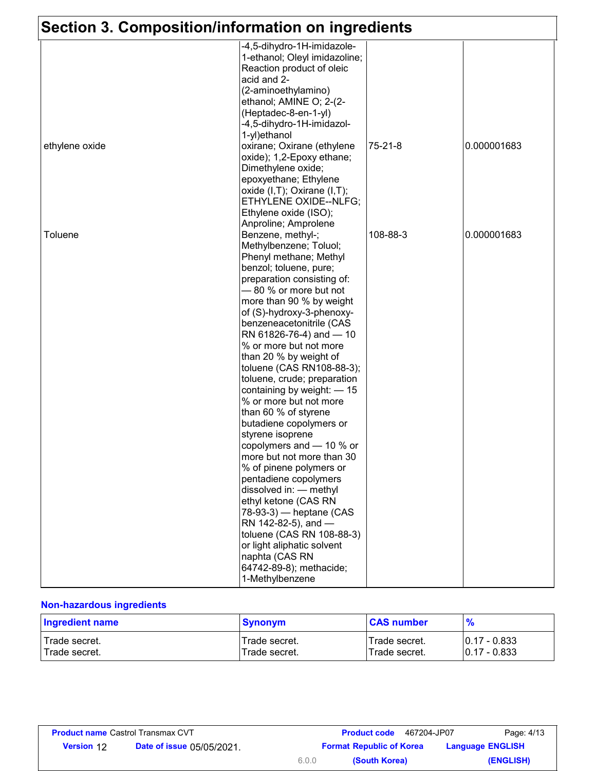## Section 3. Composition/information on ingredients

| | | | |
|---|---|---|---|
| | -4,5-dihydro-1H-imidazole-1-ethanol; Oleyl imidazoline; Reaction product of oleic acid and 2-(2-aminoethylamino) ethanol; AMINE O; 2-(2-(Heptadec-8-en-1-yl) -4,5-dihydro-1H-imidazol-1-yl)ethanol | | |
| ethylene oxide | oxirane; Oxirane (ethylene oxide); 1,2-Epoxy ethane; Dimethylene oxide; epoxyethane; Ethylene oxide (I,T); Oxirane (I,T); ETHYLENE OXIDE--NLFG; Ethylene oxide (ISO); Anproline; Amprolene | 75-21-8 | 0.000001683 |
| Toluene | Benzene, methyl-; Methylbenzene; Toluol; Phenyl methane; Methyl benzol; toluene, pure; preparation consisting of: — 80 % or more but not more than 90 % by weight of (S)-hydroxy-3-phenoxy-benzeneacetonitrile (CAS RN 61826-76-4) and — 10 % or more but not more than 20 % by weight of toluene (CAS RN108-88-3); toluene, crude; preparation containing by weight: — 15 % or more but not more than 60 % of styrene butadiene copolymers or styrene isoprene copolymers and — 10 % or more but not more than 30 % of pinene polymers or pentadiene copolymers dissolved in: — methyl ethyl ketone (CAS RN 78-93-3) — heptane (CAS RN 142-82-5), and — toluene (CAS RN 108-88-3) or light aliphatic solvent naphta (CAS RN 64742-89-8); methacide; 1-Methylbenzene | 108-88-3 | 0.000001683 |

### Non-hazardous ingredients

| Ingredient name | Synonym | CAS number | % |
|---|---|---|---|
| Trade secret. | Trade secret. | Trade secret. | 0.17 - 0.833 |
| Trade secret. | Trade secret. | Trade secret. | 0.17 - 0.833 |

**Product name** Castrol Transmax CVT **Product code** 467204-JP07
**Version** 12 **Date of issue** 05/05/2021. **Format** Republic of Korea (South Korea) **Language** ENGLISH (ENGLISH)
6.0.0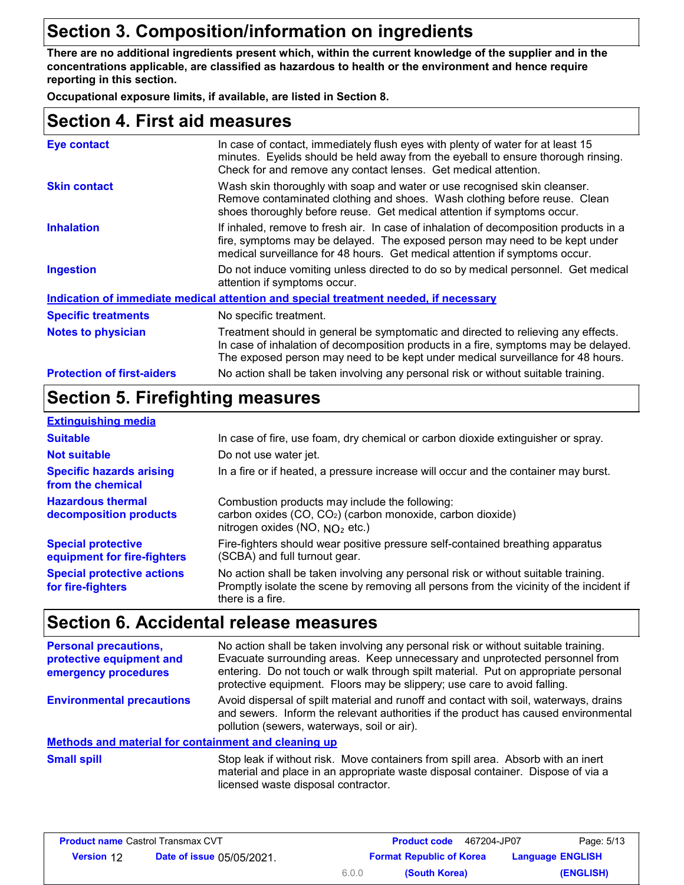## Section 3. Composition/information on ingredients

**There are no additional ingredients present which, within the current knowledge of the supplier and in the concentrations applicable, are classified as hazardous to health or the environment and hence require reporting in this section.**

**Occupational exposure limits, if available, are listed in Section 8.**

## Section 4. First aid measures

| | |
|---|---|
| **Eye contact** | In case of contact, immediately flush eyes with plenty of water for at least 15 minutes. Eyelids should be held away from the eyeball to ensure thorough rinsing. Check for and remove any contact lenses. Get medical attention. |
| **Skin contact** | Wash skin thoroughly with soap and water or use recognised skin cleanser. Remove contaminated clothing and shoes. Wash clothing before reuse. Clean shoes thoroughly before reuse. Get medical attention if symptoms occur. |
| **Inhalation** | If inhaled, remove to fresh air. In case of inhalation of decomposition products in a fire, symptoms may be delayed. The exposed person may need to be kept under medical surveillance for 48 hours. Get medical attention if symptoms occur. |
| **Ingestion** | Do not induce vomiting unless directed to do so by medical personnel. Get medical attention if symptoms occur. |

**Indication of immediate medical attention and special treatment needed, if necessary**

| | |
|---|---|
| **Specific treatments** | No specific treatment. |
| **Notes to physician** | Treatment should in general be symptomatic and directed to relieving any effects. In case of inhalation of decomposition products in a fire, symptoms may be delayed. The exposed person may need to be kept under medical surveillance for 48 hours. |
| **Protection of first-aiders** | No action shall be taken involving any personal risk or without suitable training. |

## Section 5. Firefighting measures

**Extinguishing media**

| | |
|---|---|
| **Suitable** | In case of fire, use foam, dry chemical or carbon dioxide extinguisher or spray. |
| **Not suitable** | Do not use water jet. |
| **Specific hazards arising from the chemical** | In a fire or if heated, a pressure increase will occur and the container may burst. |
| **Hazardous thermal decomposition products** | Combustion products may include the following: carbon oxides (CO, $CO_2$) (carbon monoxide, carbon dioxide) nitrogen oxides (NO, $NO_2$ etc.) |
| **Special protective equipment for fire-fighters** | Fire-fighters should wear positive pressure self-contained breathing apparatus (SCBA) and full turnout gear. |
| **Special protective actions for fire-fighters** | No action shall be taken involving any personal risk or without suitable training. Promptly isolate the scene by removing all persons from the vicinity of the incident if there is a fire. |

## Section 6. Accidental release measures

| | |
|---|---|
| **Personal precautions, protective equipment and emergency procedures** | No action shall be taken involving any personal risk or without suitable training. Evacuate surrounding areas. Keep unnecessary and unprotected personnel from entering. Do not touch or walk through spilt material. Put on appropriate personal protective equipment. Floors may be slippery; use care to avoid falling. |
| **Environmental precautions** | Avoid dispersal of spilt material and runoff and contact with soil, waterways, drains and sewers. Inform the relevant authorities if the product has caused environmental pollution (sewers, waterways, soil or air). |

**Methods and material for containment and cleaning up**

| | |
|---|---|
| **Small spill** | Stop leak if without risk. Move containers from spill area. Absorb with an inert material and place in an appropriate waste disposal container. Dispose of via a licensed waste disposal contractor. |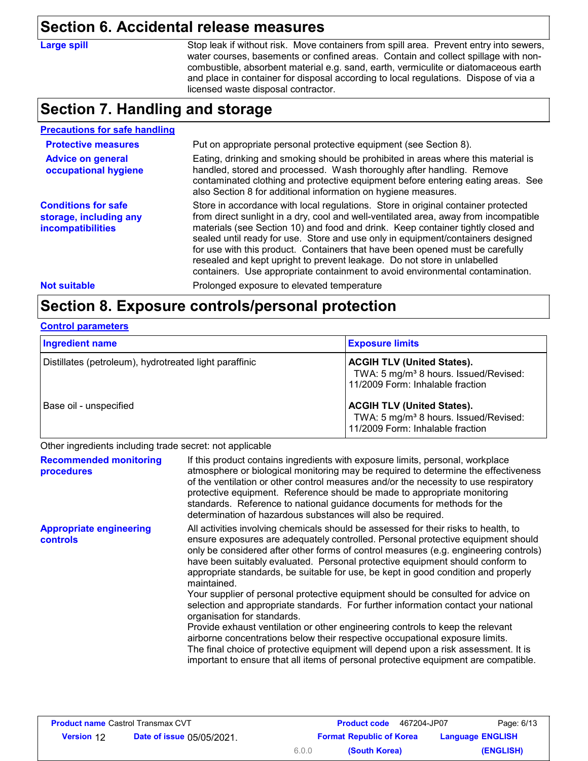## Section 6. Accidental release measures

**Large spill**

Stop leak if without risk. Move containers from spill area. Prevent entry into sewers, water courses, basements or confined areas. Contain and collect spillage with non-combustible, absorbent material e.g. sand, earth, vermiculite or diatomaceous earth and place in container for disposal according to local regulations. Dispose of via a licensed waste disposal contractor.

## Section 7. Handling and storage

**Precautions for safe handling**

**Protective measures**

Put on appropriate personal protective equipment (see Section 8).

**Advice on general occupational hygiene**

Eating, drinking and smoking should be prohibited in areas where this material is handled, stored and processed. Wash thoroughly after handling. Remove contaminated clothing and protective equipment before entering eating areas. See also Section 8 for additional information on hygiene measures.

**Conditions for safe storage, including any incompatibilities**

Store in accordance with local regulations. Store in original container protected from direct sunlight in a dry, cool and well-ventilated area, away from incompatible materials (see Section 10) and food and drink. Keep container tightly closed and sealed until ready for use. Store and use only in equipment/containers designed for use with this product. Containers that have been opened must be carefully resealed and kept upright to prevent leakage. Do not store in unlabelled containers. Use appropriate containment to avoid environmental contamination.

**Not suitable**

Prolonged exposure to elevated temperature

## Section 8. Exposure controls/personal protection

**Control parameters**

| Ingredient name | Exposure limits |
|---|---|
| Distillates (petroleum), hydrotreated light paraffinic | **ACGIH TLV (United States).** TWA: 5 mg/m³ 8 hours. Issued/Revised: 11/2009 Form: Inhalable fraction |
| Base oil - unspecified | **ACGIH TLV (United States).** TWA: 5 mg/m³ 8 hours. Issued/Revised: 11/2009 Form: Inhalable fraction |

Other ingredients including trade secret: not applicable

**Recommended monitoring procedures**

If this product contains ingredients with exposure limits, personal, workplace atmosphere or biological monitoring may be required to determine the effectiveness of the ventilation or other control measures and/or the necessity to use respiratory protective equipment. Reference should be made to appropriate monitoring standards. Reference to national guidance documents for methods for the determination of hazardous substances will also be required.

**Appropriate engineering controls**

All activities involving chemicals should be assessed for their risks to health, to ensure exposures are adequately controlled. Personal protective equipment should only be considered after other forms of control measures (e.g. engineering controls) have been suitably evaluated. Personal protective equipment should conform to appropriate standards, be suitable for use, be kept in good condition and properly maintained.
Your supplier of personal protective equipment should be consulted for advice on selection and appropriate standards. For further information contact your national organisation for standards.
Provide exhaust ventilation or other engineering controls to keep the relevant airborne concentrations below their respective occupational exposure limits.
The final choice of protective equipment will depend upon a risk assessment. It is important to ensure that all items of personal protective equipment are compatible.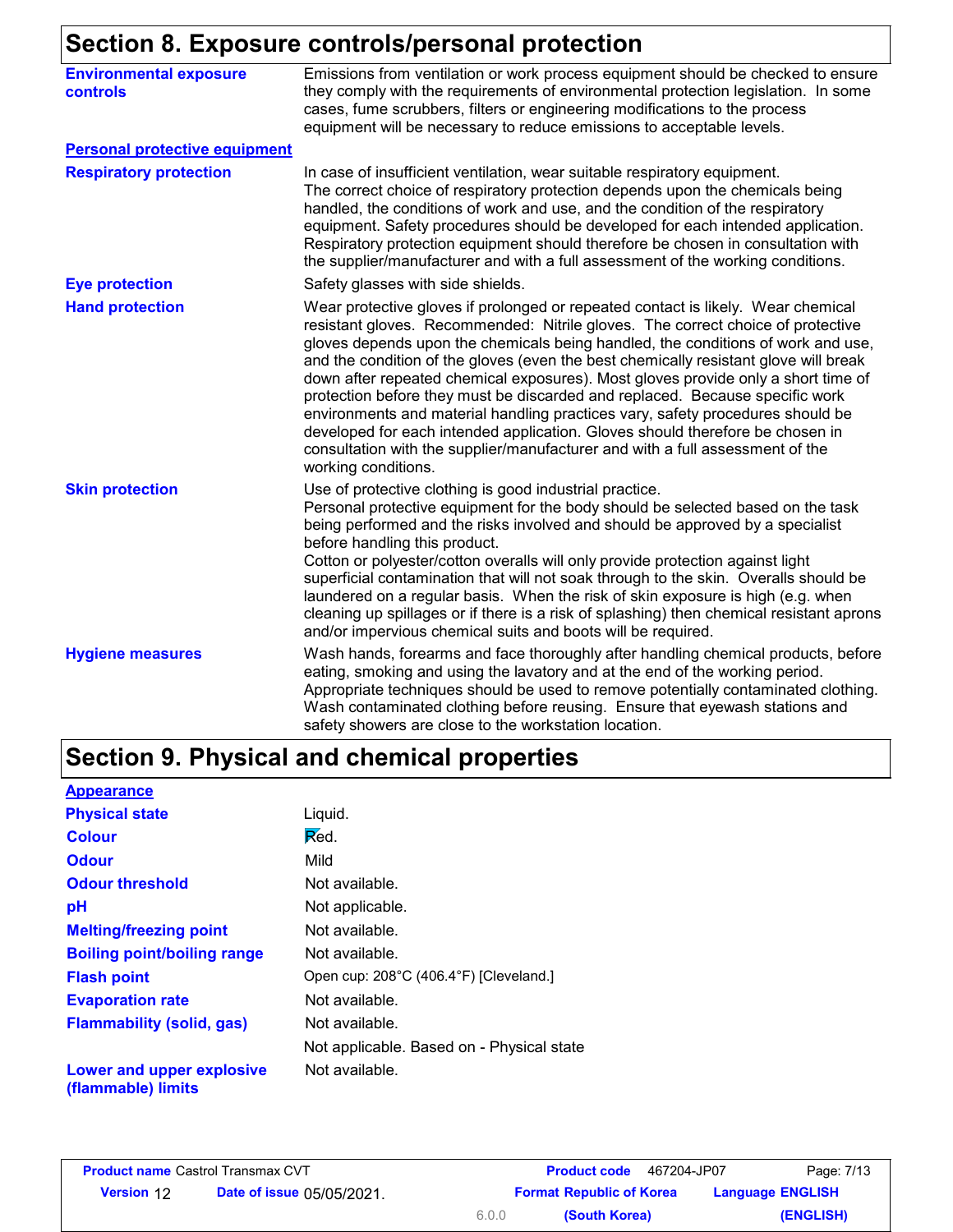## Section 8. Exposure controls/personal protection

| | |
|---|---|
| **Environmental exposure controls** | Emissions from ventilation or work process equipment should be checked to ensure they comply with the requirements of environmental protection legislation. In some cases, fume scrubbers, filters or engineering modifications to the process equipment will be necessary to reduce emissions to acceptable levels. |
| **Personal protective equipment** | |
| **Respiratory protection** | In case of insufficient ventilation, wear suitable respiratory equipment. The correct choice of respiratory protection depends upon the chemicals being handled, the conditions of work and use, and the condition of the respiratory equipment. Safety procedures should be developed for each intended application. Respiratory protection equipment should therefore be chosen in consultation with the supplier/manufacturer and with a full assessment of the working conditions. |
| **Eye protection** | Safety glasses with side shields. |
| **Hand protection** | Wear protective gloves if prolonged or repeated contact is likely. Wear chemical resistant gloves. Recommended: Nitrile gloves. The correct choice of protective gloves depends upon the chemicals being handled, the conditions of work and use, and the condition of the gloves (even the best chemically resistant glove will break down after repeated chemical exposures). Most gloves provide only a short time of protection before they must be discarded and replaced. Because specific work environments and material handling practices vary, safety procedures should be developed for each intended application. Gloves should therefore be chosen in consultation with the supplier/manufacturer and with a full assessment of the working conditions. |
| **Skin protection** | Use of protective clothing is good industrial practice. Personal protective equipment for the body should be selected based on the task being performed and the risks involved and should be approved by a specialist before handling this product. Cotton or polyester/cotton overalls will only provide protection against light superficial contamination that will not soak through to the skin. Overalls should be laundered on a regular basis. When the risk of skin exposure is high (e.g. when cleaning up spillages or if there is a risk of splashing) then chemical resistant aprons and/or impervious chemical suits and boots will be required. |
| **Hygiene measures** | Wash hands, forearms and face thoroughly after handling chemical products, before eating, smoking and using the lavatory and at the end of the working period. Appropriate techniques should be used to remove potentially contaminated clothing. Wash contaminated clothing before reusing. Ensure that eyewash stations and safety showers are close to the workstation location. |

## Section 9. Physical and chemical properties

| | |
|---|---|
| **Appearance** | |
| **Physical state** | Liquid. |
| **Colour** | Red. |
| **Odour** | Mild |
| **Odour threshold** | Not available. |
| **pH** | Not applicable. |
| **Melting/freezing point** | Not available. |
| **Boiling point/boiling range** | Not available. |
| **Flash point** | Open cup: 208°C (406.4°F) [Cleveland.] |
| **Evaporation rate** | Not available. |
| **Flammability (solid, gas)** | Not available. |
| | Not applicable. Based on - Physical state |
| **Lower and upper explosive (flammable) limits** | Not available. |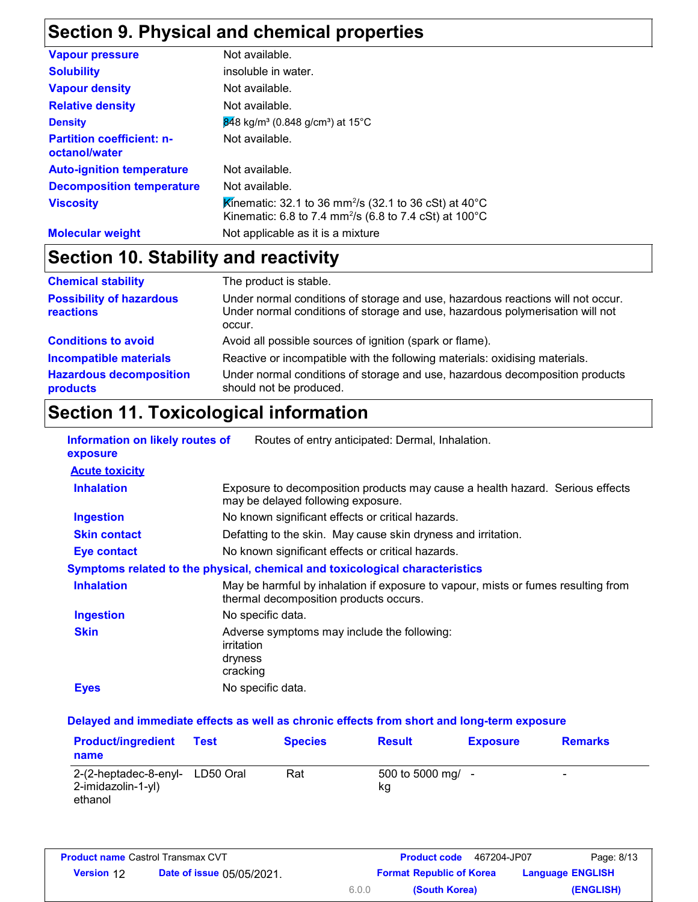## Section 9. Physical and chemical properties

| | |
|---|---|
| **Vapour pressure** | Not available. |
| **Solubility** | insoluble in water. |
| **Vapour density** | Not available. |
| **Relative density** | Not available. |
| **Density** | 848 kg/m³ (0.848 g/cm³) at 15°C |
| **Partition coefficient: n-octanol/water** | Not available. |
| **Auto-ignition temperature** | Not available. |
| **Decomposition temperature** | Not available. |
| **Viscosity** | Kinematic: 32.1 to 36 $mm^2/s$ (32.1 to 36 cSt) at 40°C<br>Kinematic: 6.8 to 7.4 $mm^2/s$ (6.8 to 7.4 cSt) at 100°C |
| **Molecular weight** | Not applicable as it is a mixture |

## Section 10. Stability and reactivity

| | |
|---|---|
| **Chemical stability** | The product is stable. |
| **Possibility of hazardous reactions** | Under normal conditions of storage and use, hazardous reactions will not occur.<br>Under normal conditions of storage and use, hazardous polymerisation will not occur. |
| **Conditions to avoid** | Avoid all possible sources of ignition (spark or flame). |
| **Incompatible materials** | Reactive or incompatible with the following materials: oxidising materials. |
| **Hazardous decomposition products** | Under normal conditions of storage and use, hazardous decomposition products should not be produced. |

## Section 11. Toxicological information

**Information on likely routes of exposure**: Routes of entry anticipated: Dermal, Inhalation.

**Acute toxicity**

| | |
|---|---|
| **Inhalation** | Exposure to decomposition products may cause a health hazard. Serious effects may be delayed following exposure. |
| **Ingestion** | No known significant effects or critical hazards. |
| **Skin contact** | Defatting to the skin. May cause skin dryness and irritation. |
| **Eye contact** | No known significant effects or critical hazards. |

**Symptoms related to the physical, chemical and toxicological characteristics**

| | |
|---|---|
| **Inhalation** | May be harmful by inhalation if exposure to vapour, mists or fumes resulting from thermal decomposition products occurs. |
| **Ingestion** | No specific data. |
| **Skin** | Adverse symptoms may include the following:<br>irritation<br>dryness<br>cracking |
| **Eyes** | No specific data. |

**Delayed and immediate effects as well as chronic effects from short and long-term exposure**

| Product/ingredient name | Test | Species | Result | Exposure | Remarks |
|---|---|---|---|---|---|
| 2-(2-heptadec-8-enyl-2-imidazolin-1-yl) ethanol | LD50 Oral | Rat | 500 to 5000 mg/kg | - | - |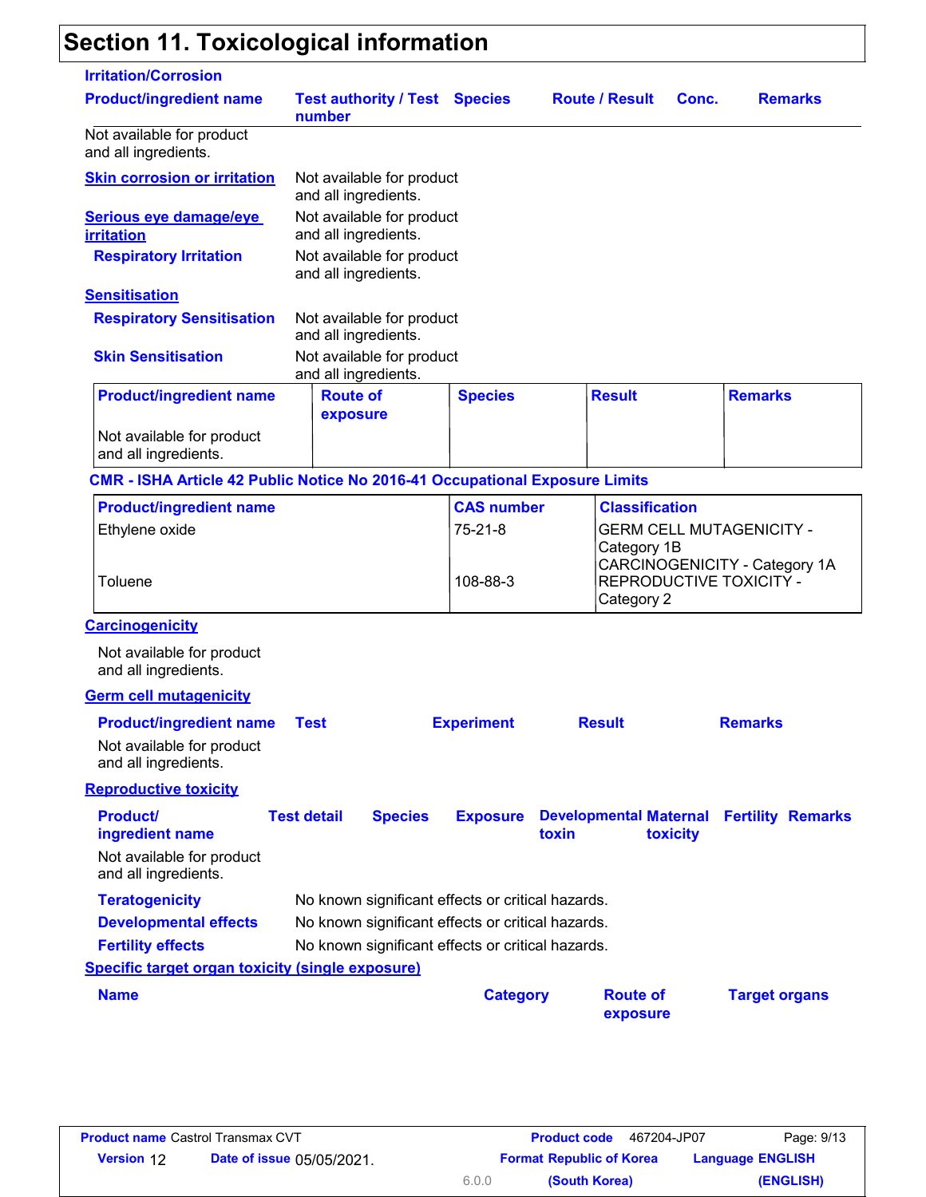## Section 11. Toxicological information

**Irritation/Corrosion**

| Product/ingredient name | Test authority / Test number | Species | Route / Result | Conc. | Remarks |
|---|---|---|---|---|---|
| Not available for product and all ingredients. | | | | | |

**Skin corrosion or irritation** Not available for product and all ingredients.

**Serious eye damage/eye irritation** Not available for product and all ingredients.

**Respiratory Irritation** Not available for product and all ingredients.

**Sensitisation**

**Respiratory Sensitisation** Not available for product and all ingredients.

**Skin Sensitisation** Not available for product and all ingredients.

| Product/ingredient name | Route of exposure | Species | Result | Remarks |
|---|---|---|---|---|
| Not available for product and all ingredients. | | | | |

**CMR - ISHA Article 42 Public Notice No 2016-41 Occupational Exposure Limits**

| Product/ingredient name | CAS number | Classification |
|---|---|---|
| Ethylene oxide | 75-21-8 | GERM CELL MUTAGENICITY - Category 1B<br>CARCINOGENICITY - Category 1A |
| Toluene | 108-88-3 | REPRODUCTIVE TOXICITY - Category 2 |

**Carcinogenicity**

Not available for product and all ingredients.

**Germ cell mutagenicity**

| Product/ingredient name | Test | Experiment | Result | Remarks |
|---|---|---|---|---|
| Not available for product and all ingredients. | | | | |

**Reproductive toxicity**

| Product/ ingredient name | Test detail | Species | Exposure | Developmental toxin | Maternal toxicity | Fertility | Remarks |
|---|---|---|---|---|---|---|---|
| Not available for product and all ingredients. | | | | | | | |

**Teratogenicity** No known significant effects or critical hazards.

**Developmental effects** No known significant effects or critical hazards.

**Fertility effects** No known significant effects or critical hazards.

**Specific target organ toxicity (single exposure)**

| Name | Category | Route of exposure | Target organs |
|---|---|---|---|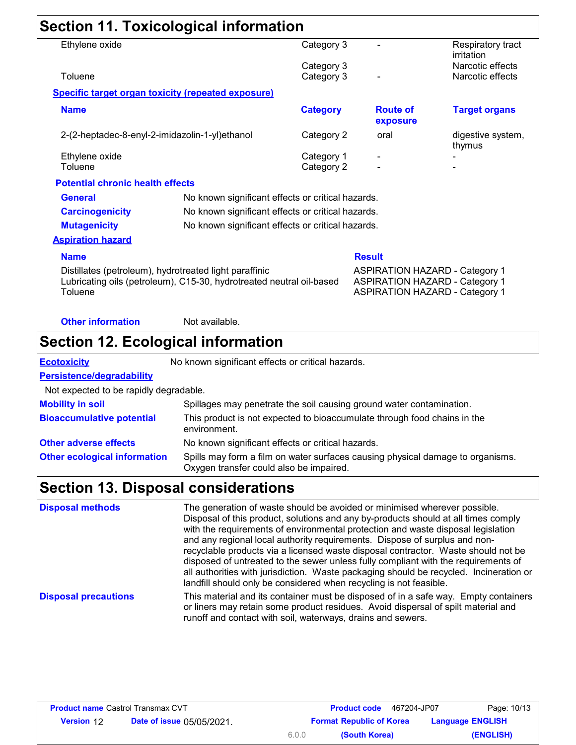## Section 11. Toxicological information

| Name | Category | Route of exposure | Target organs |
|---|---|---|---|
| Ethylene oxide | Category 3 | - | Respiratory tract irritation |
| | Category 3 | | Narcotic effects |
| Toluene | Category 3 | - | Narcotic effects |

**Specific target organ toxicity (repeated exposure)**

| Name | Category | Route of exposure | Target organs |
|---|---|---|---|
| 2-(2-heptadec-8-enyl-2-imidazolin-1-yl)ethanol | Category 2 | oral | digestive system, thymus |
| Ethylene oxide | Category 1 | - | - |
| Toluene | Category 2 | - | - |

**Potential chronic health effects**

**General**: No known significant effects or critical hazards.

**Carcinogenicity**: No known significant effects or critical hazards.

**Mutagenicity**: No known significant effects or critical hazards.

**Aspiration hazard**

| Name | Result |
|---|---|
| Distillates (petroleum), hydrotreated light paraffinic | ASPIRATION HAZARD - Category 1 |
| Lubricating oils (petroleum), C15-30, hydrotreated neutral oil-based | ASPIRATION HAZARD - Category 1 |
| Toluene | ASPIRATION HAZARD - Category 1 |

**Other information**: Not available.

## Section 12. Ecological information

**Ecotoxicity**: No known significant effects or critical hazards.

**Persistence/degradability**

Not expected to be rapidly degradable.

**Mobility in soil**: Spillages may penetrate the soil causing ground water contamination.

**Bioaccumulative potential**: This product is not expected to bioaccumulate through food chains in the environment.

**Other adverse effects**: No known significant effects or critical hazards.

**Other ecological information**: Spills may form a film on water surfaces causing physical damage to organisms. Oxygen transfer could also be impaired.

## Section 13. Disposal considerations

**Disposal methods**: The generation of waste should be avoided or minimised wherever possible. Disposal of this product, solutions and any by-products should at all times comply with the requirements of environmental protection and waste disposal legislation and any regional local authority requirements. Dispose of surplus and non-recyclable products via a licensed waste disposal contractor. Waste should not be disposed of untreated to the sewer unless fully compliant with the requirements of all authorities with jurisdiction. Waste packaging should be recycled. Incineration or landfill should only be considered when recycling is not feasible.

**Disposal precautions**: This material and its container must be disposed of in a safe way. Empty containers or liners may retain some product residues. Avoid dispersal of spilt material and runoff and contact with soil, waterways, drains and sewers.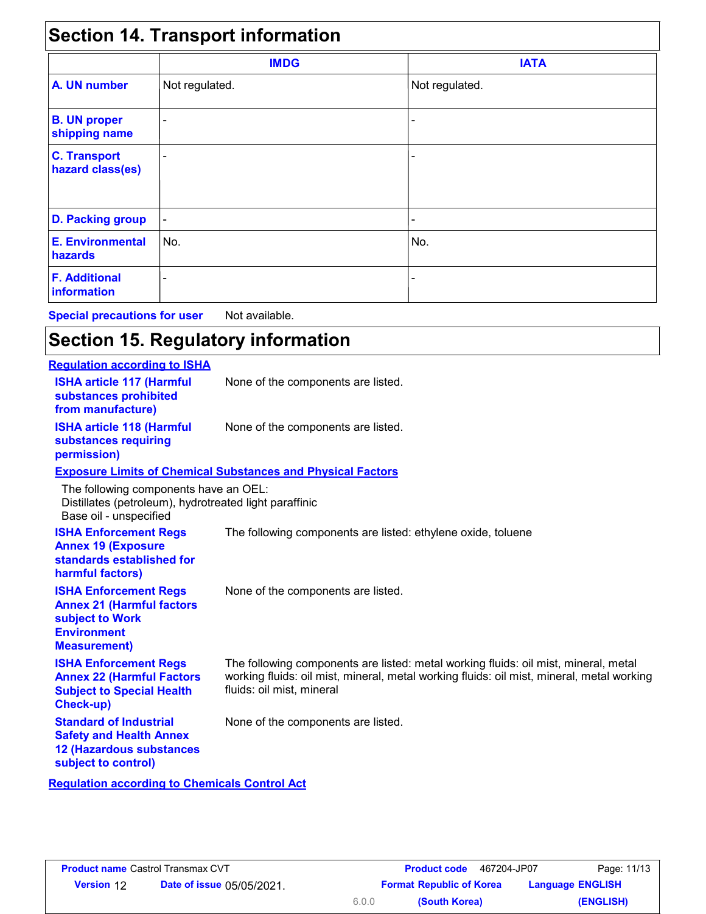## Section 14. Transport information

| | IMDG | IATA |
|---|---|---|
| **A. UN number** | Not regulated. | Not regulated. |
| **B. UN proper shipping name** | - | - |
| **C. Transport hazard class(es)** | - | - |
| **D. Packing group** | - | - |
| **E. Environmental hazards** | No. | No. |
| **F. Additional information** | - | - |

**Special precautions for user** Not available.

## Section 15. Regulatory information

**Regulation according to ISHA**

**ISHA article 117 (Harmful substances prohibited from manufacture)** None of the components are listed.

**ISHA article 118 (Harmful substances requiring permission)** None of the components are listed.

**Exposure Limits of Chemical Substances and Physical Factors**

The following components have an OEL:
Distillates (petroleum), hydrotreated light paraffinic
Base oil - unspecified

**ISHA Enforcement Regs Annex 19 (Exposure standards established for harmful factors)** The following components are listed: ethylene oxide, toluene

**ISHA Enforcement Regs Annex 21 (Harmful factors subject to Work Environment Measurement)** None of the components are listed.

**ISHA Enforcement Regs Annex 22 (Harmful Factors Subject to Special Health Check-up)** The following components are listed: metal working fluids: oil mist, mineral, metal working fluids: oil mist, mineral, metal working fluids: oil mist, mineral, metal working fluids: oil mist, mineral

**Standard of Industrial Safety and Health Annex 12 (Hazardous substances subject to control)** None of the components are listed.

**Regulation according to Chemicals Control Act**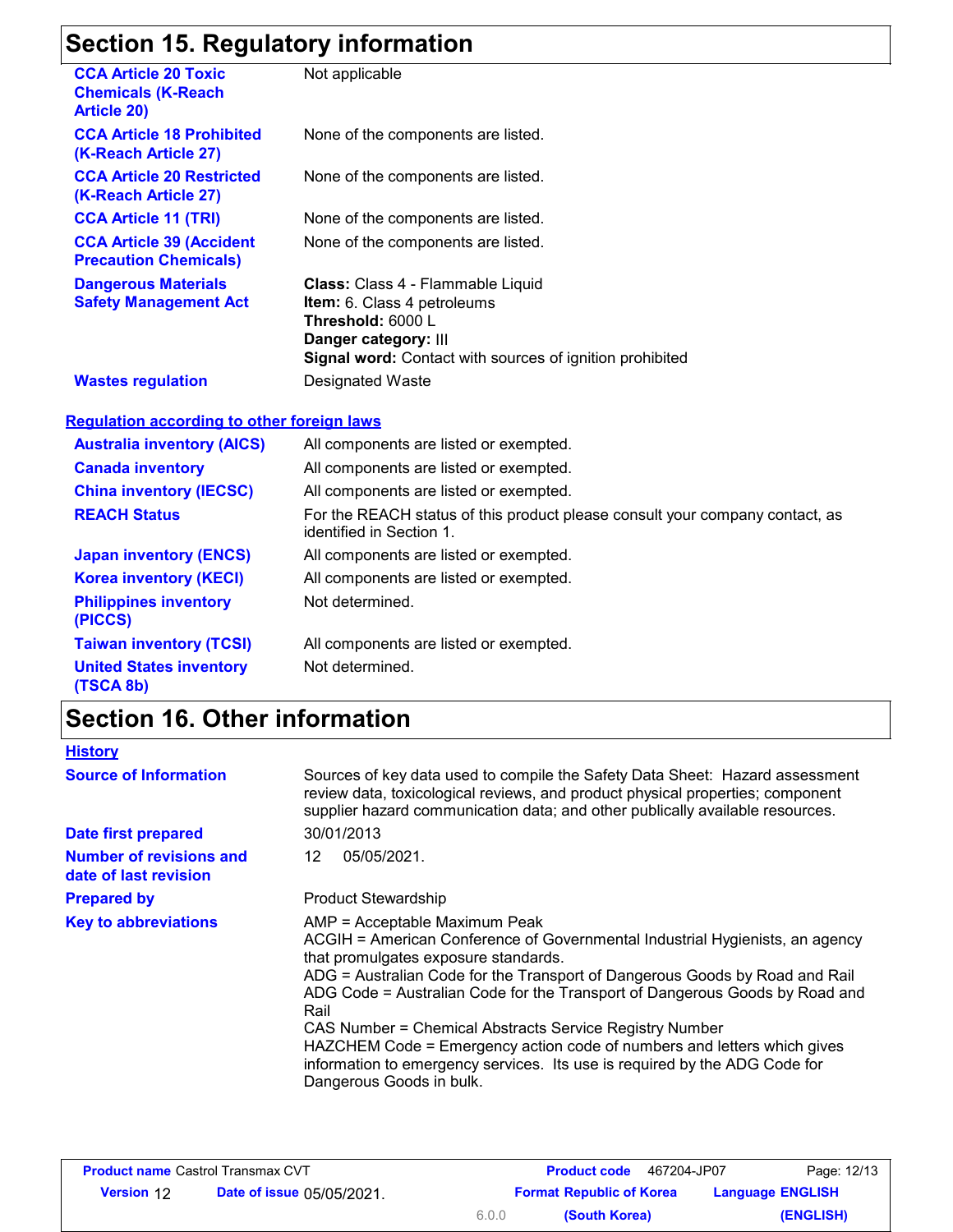## Section 15. Regulatory information

| | |
|---|---|
| **CCA Article 20 Toxic Chemicals (K-Reach Article 20)** | Not applicable |
| **CCA Article 18 Prohibited (K-Reach Article 27)** | None of the components are listed. |
| **CCA Article 20 Restricted (K-Reach Article 27)** | None of the components are listed. |
| **CCA Article 11 (TRI)** | None of the components are listed. |
| **CCA Article 39 (Accident Precaution Chemicals)** | None of the components are listed. |
| **Dangerous Materials Safety Management Act** | **Class:** Class 4 - Flammable Liquid<br>**Item:** 6. Class 4 petroleums<br>**Threshold:** 6000 L<br>**Danger category:** III<br>**Signal word:** Contact with sources of ignition prohibited |
| **Wastes regulation** | Designated Waste |

**Regulation according to other foreign laws**

| | |
|---|---|
| **Australia inventory (AICS)** | All components are listed or exempted. |
| **Canada inventory** | All components are listed or exempted. |
| **China inventory (IECSC)** | All components are listed or exempted. |
| **REACH Status** | For the REACH status of this product please consult your company contact, as identified in Section 1. |
| **Japan inventory (ENCS)** | All components are listed or exempted. |
| **Korea inventory (KECI)** | All components are listed or exempted. |
| **Philippines inventory (PICCS)** | Not determined. |
| **Taiwan inventory (TCSI)** | All components are listed or exempted. |
| **United States inventory (TSCA 8b)** | Not determined. |

## Section 16. Other information

**History**

| | |
|---|---|
| **Source of Information** | Sources of key data used to compile the Safety Data Sheet: Hazard assessment review data, toxicological reviews, and product physical properties; component supplier hazard communication data; and other publically available resources. |
| **Date first prepared** | 30/01/2013 |
| **Number of revisions and date of last revision** | 12 05/05/2021. |
| **Prepared by** | Product Stewardship |
| **Key to abbreviations** | AMP = Acceptable Maximum Peak<br>ACGIH = American Conference of Governmental Industrial Hygienists, an agency that promulgates exposure standards.<br>ADG = Australian Code for the Transport of Dangerous Goods by Road and Rail<br>ADG Code = Australian Code for the Transport of Dangerous Goods by Road and Rail<br>CAS Number = Chemical Abstracts Service Registry Number<br>HAZCHEM Code = Emergency action code of numbers and letters which gives information to emergency services. Its use is required by the ADG Code for Dangerous Goods in bulk. |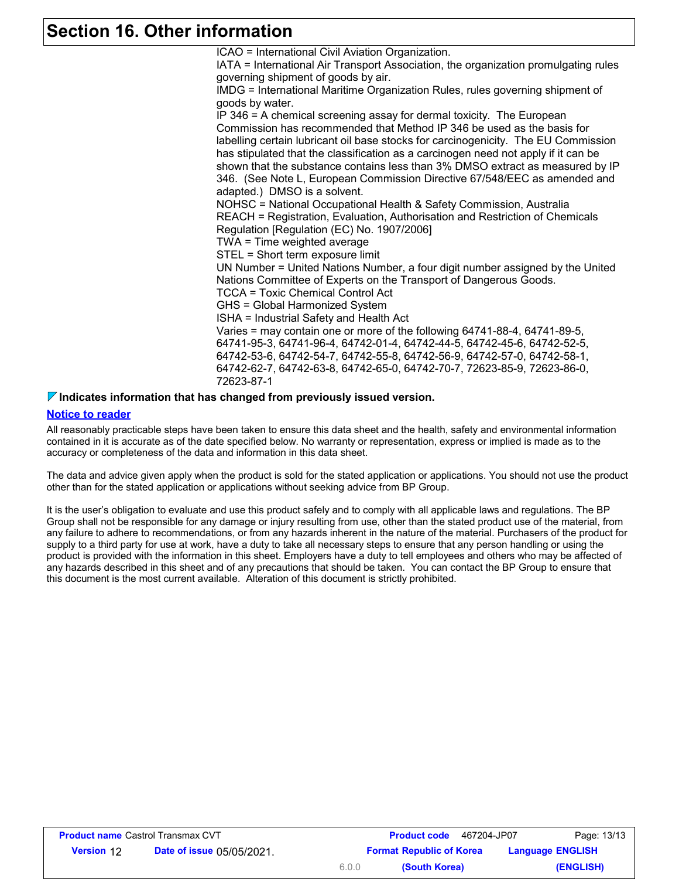## Section 16. Other information

ICAO = International Civil Aviation Organization.
IATA = International Air Transport Association, the organization promulgating rules governing shipment of goods by air.
IMDG = International Maritime Organization Rules, rules governing shipment of goods by water.
IP 346 = A chemical screening assay for dermal toxicity. The European Commission has recommended that Method IP 346 be used as the basis for labelling certain lubricant oil base stocks for carcinogenicity. The EU Commission has stipulated that the classification as a carcinogen need not apply if it can be shown that the substance contains less than 3% DMSO extract as measured by IP 346. (See Note L, European Commission Directive 67/548/EEC as amended and adapted.) DMSO is a solvent.
NOHSC = National Occupational Health & Safety Commission, Australia
REACH = Registration, Evaluation, Authorisation and Restriction of Chemicals Regulation [Regulation (EC) No. 1907/2006]
TWA = Time weighted average
STEL = Short term exposure limit
UN Number = United Nations Number, a four digit number assigned by the United Nations Committee of Experts on the Transport of Dangerous Goods.
TCCA = Toxic Chemical Control Act
GHS = Global Harmonized System
ISHA = Industrial Safety and Health Act
Varies = may contain one or more of the following 64741-88-4, 64741-89-5, 64741-95-3, 64741-96-4, 64742-01-4, 64742-44-5, 64742-45-6, 64742-52-5, 64742-53-6, 64742-54-7, 64742-55-8, 64742-56-9, 64742-57-0, 64742-58-1, 64742-62-7, 64742-63-8, 64742-65-0, 64742-70-7, 72623-85-9, 72623-86-0, 72623-87-1

**Indicates information that has changed from previously issued version.**

**Notice to reader**

All reasonably practicable steps have been taken to ensure this data sheet and the health, safety and environmental information contained in it is accurate as of the date specified below. No warranty or representation, express or implied is made as to the accuracy or completeness of the data and information in this data sheet.

The data and advice given apply when the product is sold for the stated application or applications. You should not use the product other than for the stated application or applications without seeking advice from BP Group.

It is the user's obligation to evaluate and use this product safely and to comply with all applicable laws and regulations. The BP Group shall not be responsible for any damage or injury resulting from use, other than the stated product use of the material, from any failure to adhere to recommendations, or from any hazards inherent in the nature of the material. Purchasers of the product for supply to a third party for use at work, have a duty to take all necessary steps to ensure that any person handling or using the product is provided with the information in this sheet. Employers have a duty to tell employees and others who may be affected of any hazards described in this sheet and of any precautions that should be taken. You can contact the BP Group to ensure that this document is the most current available. Alteration of this document is strictly prohibited.

| | | | |
|---|---|---|---|
| **Product name** Castrol Transmax CVT | | **Product code** 467204-JP07 | |
| **Version** 12 | **Date of issue** 05/05/2021. | **Format Republic of Korea (South Korea)** | **Language ENGLISH (ENGLISH)** |
| | | 6.0.0 | |